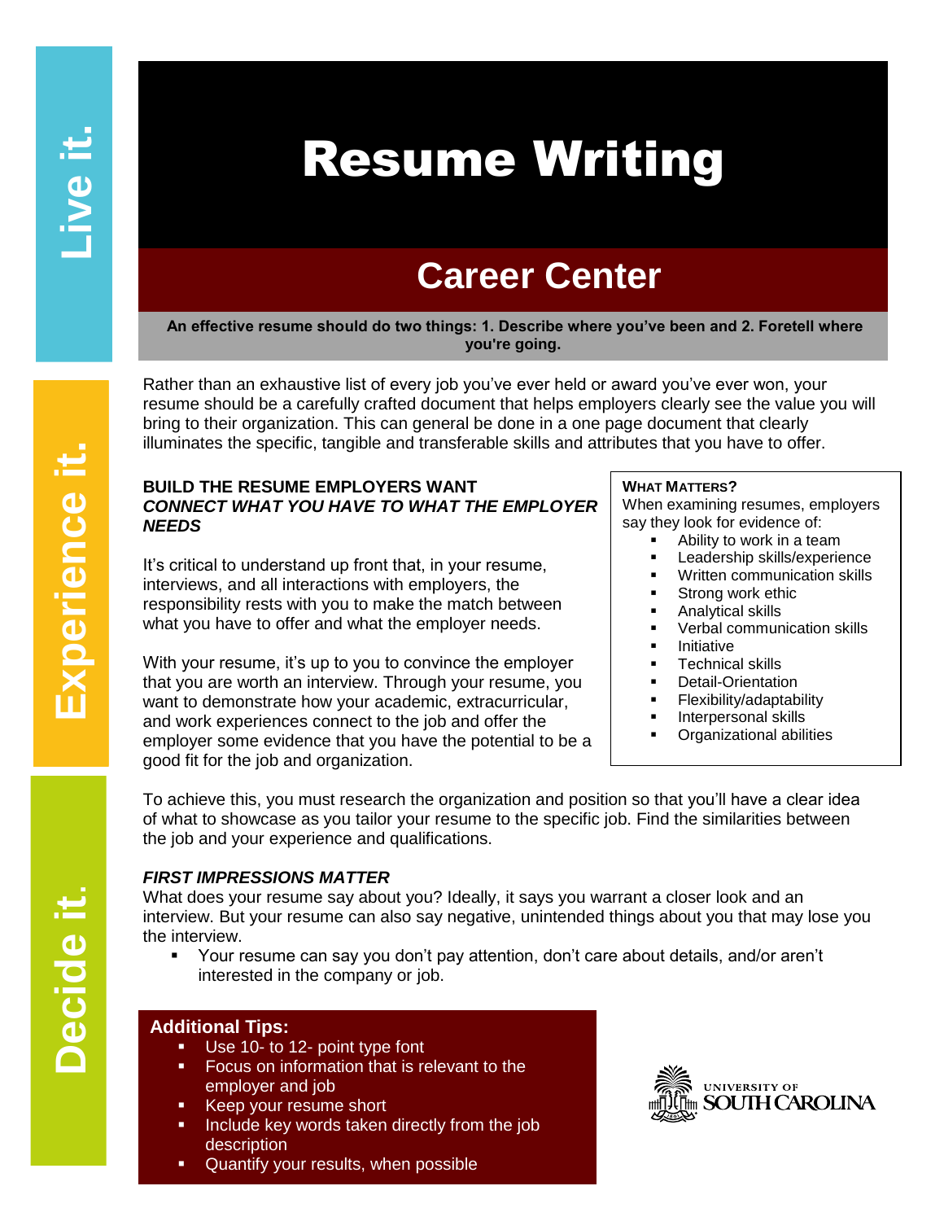# Resume Writing

## Career Center

**An effective resume should do two things: 1. Describe where you've been and 2. Foretell where you're going.**

Rather than an exhaustive list of every job you've ever held or award you've ever won, your resume should be a carefully crafted document that helps employers clearly see the value you will bring to their organization. This can general be done in a one page document that clearly illuminates the specific, tangible and transferable skills and attributes that you have to offer.

### BUILD THE RESUME EMPLOYERS WANT

***CONNECT WHAT YOU HAVE TO WHAT THE EMPLOYER NEEDS***

It's critical to understand up front that, in your resume, interviews, and all interactions with employers, the responsibility rests with you to make the match between what you have to offer and what the employer needs.

With your resume, it's up to you to convince the employer that you are worth an interview. Through your resume, you want to demonstrate how your academic, extracurricular, and work experiences connect to the job and offer the employer some evidence that you have the potential to be a good fit for the job and organization.

**WHAT MATTERS?**

When examining resumes, employers say they look for evidence of:

- Ability to work in a team
- Leadership skills/experience
- Written communication skills
- Strong work ethic
- Analytical skills
- Verbal communication skills
- Initiative
- Technical skills
- Detail-Orientation
- Flexibility/adaptability
- Interpersonal skills
- Organizational abilities

To achieve this, you must research the organization and position so that you'll have a clear idea of what to showcase as you tailor your resume to the specific job. Find the similarities between the job and your experience and qualifications.

***FIRST IMPRESSIONS MATTER***

What does your resume say about you? Ideally, it says you warrant a closer look and an interview. But your resume can also say negative, unintended things about you that may lose you the interview.

- Your resume can say you don't pay attention, don't care about details, and/or aren't interested in the company or job.

**Additional Tips:**

- Use 10- to 12- point type font
- Focus on information that is relevant to the employer and job
- Keep your resume short
- Include key words taken directly from the job description
- Quantify your results, when possible

Live it. Experience it. Decide it.

UNIVERSITY OF SOUTH CAROLINA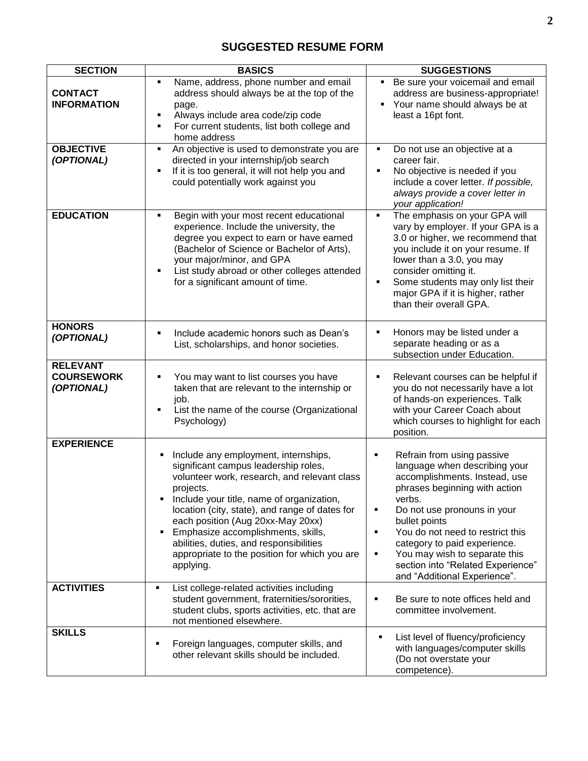# SUGGESTED RESUME FORM

| SECTION | BASICS | SUGGESTIONS |
|---|---|---|
| **CONTACT INFORMATION** | ▪ Name, address, phone number and email address should always be at the top of the page.<br>▪ Always include area code/zip code<br>▪ For current students, list both college and home address | ▪ Be sure your voicemail and email address are business-appropriate!<br>▪ Your name should always be at least a 16pt font. |
| **OBJECTIVE *(OPTIONAL)*** | ▪ An objective is used to demonstrate you are directed in your internship/job search<br>▪ If it is too general, it will not help you and could potentially work against you | ▪ Do not use an objective at a career fair.<br>▪ No objective is needed if you include a cover letter. *If possible, always provide a cover letter in your application!* |
| **EDUCATION** | ▪ Begin with your most recent educational experience. Include the university, the degree you expect to earn or have earned (Bachelor of Science or Bachelor of Arts), your major/minor, and GPA<br>▪ List study abroad or other colleges attended for a significant amount of time. | ▪ The emphasis on your GPA will vary by employer. If your GPA is a 3.0 or higher, we recommend that you include it on your resume. If lower than a 3.0, you may consider omitting it.<br>▪ Some students may only list their major GPA if it is higher, rather than their overall GPA. |
| **HONORS *(OPTIONAL)*** | ▪ Include academic honors such as Dean's List, scholarships, and honor societies. | ▪ Honors may be listed under a separate heading or as a subsection under Education. |
| **RELEVANT COURSEWORK *(OPTIONAL)*** | ▪ You may want to list courses you have taken that are relevant to the internship or job.<br>▪ List the name of the course (Organizational Psychology) | ▪ Relevant courses can be helpful if you do not necessarily have a lot of hands-on experiences. Talk with your Career Coach about which courses to highlight for each position. |
| **EXPERIENCE** | ▪ Include any employment, internships, significant campus leadership roles, volunteer work, research, and relevant class projects.<br>▪ Include your title, name of organization, location (city, state), and range of dates for each position (Aug 20xx-May 20xx)<br>▪ Emphasize accomplishments, skills, abilities, duties, and responsibilities appropriate to the position for which you are applying. | ▪ Refrain from using passive language when describing your accomplishments. Instead, use phrases beginning with action verbs.<br>▪ Do not use pronouns in your bullet points<br>▪ You do not need to restrict this category to paid experience.<br>▪ You may wish to separate this section into "Related Experience" and "Additional Experience". |
| **ACTIVITIES** | ▪ List college-related activities including student government, fraternities/sororities, student clubs, sports activities, etc. that are not mentioned elsewhere. | ▪ Be sure to note offices held and committee involvement. |
| **SKILLS** | ▪ Foreign languages, computer skills, and other relevant skills should be included. | ▪ List level of fluency/proficiency with languages/computer skills (Do not overstate your competence). |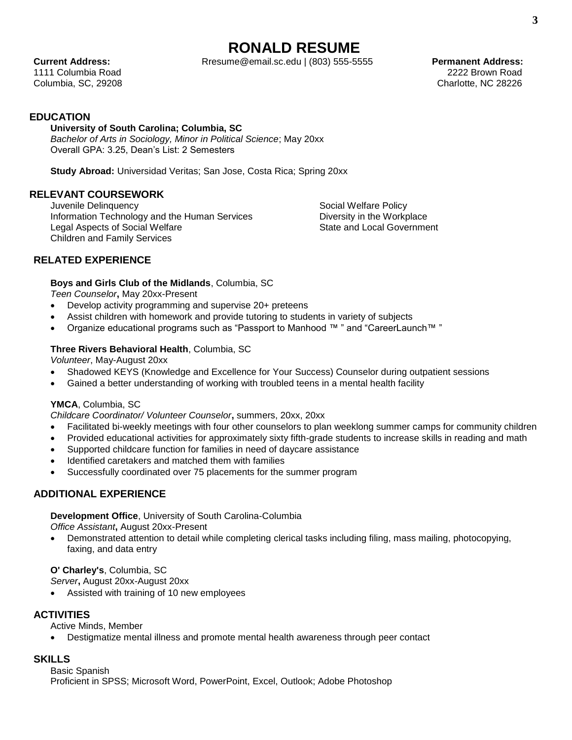# RONALD RESUME

**Current Address:**
1111 Columbia Road
Columbia, SC, 29208

Rresume@email.sc.edu | (803) 555-5555

**Permanent Address:**
2222 Brown Road
Charlotte, NC 28226

## EDUCATION

**University of South Carolina; Columbia, SC**
*Bachelor of Arts in Sociology, Minor in Political Science*; May 20xx
Overall GPA: 3.25, Dean's List: 2 Semesters

**Study Abroad:** Universidad Veritas; San Jose, Costa Rica; Spring 20xx

## RELEVANT COURSEWORK

Juvenile Delinquency
Information Technology and the Human Services
Legal Aspects of Social Welfare
Children and Family Services
Social Welfare Policy
Diversity in the Workplace
State and Local Government

## RELATED EXPERIENCE

**Boys and Girls Club of the Midlands**, Columbia, SC
*Teen Counselor*, May 20xx-Present

- Develop activity programming and supervise 20+ preteens
- Assist children with homework and provide tutoring to students in variety of subjects
- Organize educational programs such as "Passport to Manhood ™ " and "CareerLaunch™ "

**Three Rivers Behavioral Health**, Columbia, SC
*Volunteer*, May-August 20xx

- Shadowed KEYS (Knowledge and Excellence for Your Success) Counselor during outpatient sessions
- Gained a better understanding of working with troubled teens in a mental health facility

**YMCA**, Columbia, SC
*Childcare Coordinator/ Volunteer Counselor*, summers, 20xx, 20xx

- Facilitated bi-weekly meetings with four other counselors to plan weeklong summer camps for community children
- Provided educational activities for approximately sixty fifth-grade students to increase skills in reading and math
- Supported childcare function for families in need of daycare assistance
- Identified caretakers and matched them with families
- Successfully coordinated over 75 placements for the summer program

## ADDITIONAL EXPERIENCE

**Development Office**, University of South Carolina-Columbia
*Office Assistant*, August 20xx-Present

- Demonstrated attention to detail while completing clerical tasks including filing, mass mailing, photocopying, faxing, and data entry

**O' Charley's**, Columbia, SC
*Server*, August 20xx-August 20xx

- Assisted with training of 10 new employees

## ACTIVITIES

Active Minds, Member

- Destigmatize mental illness and promote mental health awareness through peer contact

## SKILLS

Basic Spanish
Proficient in SPSS; Microsoft Word, PowerPoint, Excel, Outlook; Adobe Photoshop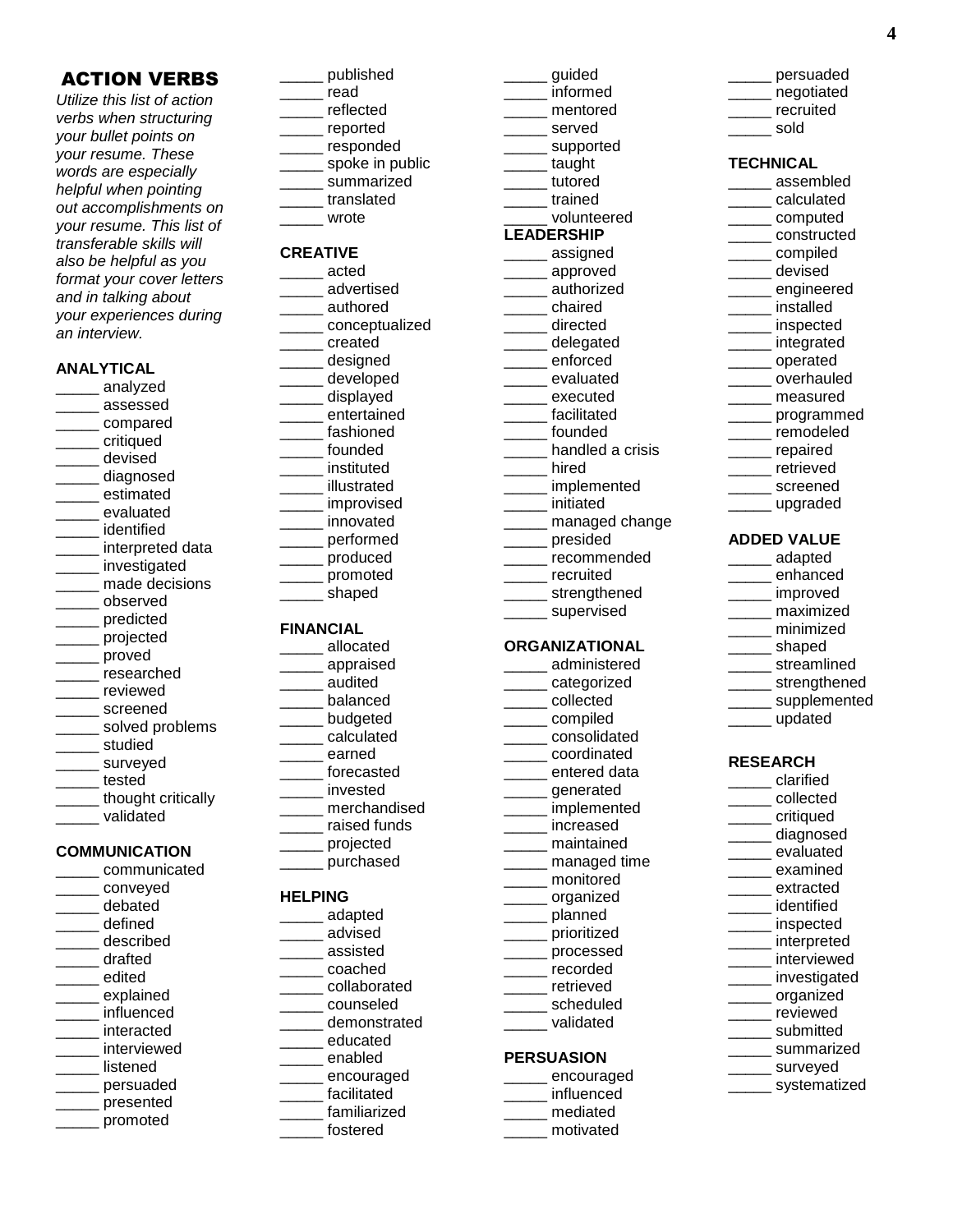## ACTION VERBS

*Utilize this list of action verbs when structuring your bullet points on your resume. These words are especially helpful when pointing out accomplishments on your resume. This list of transferable skills will also be helpful as you format your cover letters and in talking about your experiences during an interview.*

**ANALYTICAL**

_____ analyzed
_____ assessed
_____ compared
_____ critiqued
_____ devised
_____ diagnosed
_____ estimated
_____ evaluated
_____ identified
_____ interpreted data
_____ investigated
_____ made decisions
_____ observed
_____ predicted
_____ projected
_____ proved
_____ researched
_____ reviewed
_____ screened
_____ solved problems
_____ studied
_____ surveyed
_____ tested
_____ thought critically
_____ validated

**COMMUNICATION**

_____ communicated
_____ conveyed
_____ debated
_____ defined
_____ described
_____ drafted
_____ edited
_____ explained
_____ influenced
_____ interacted
_____ interviewed
_____ listened
_____ persuaded
_____ presented
_____ promoted
_____ published
_____ read
_____ reflected
_____ reported
_____ responded
_____ spoke in public
_____ summarized
_____ translated
_____ wrote

**CREATIVE**

_____ acted
_____ advertised
_____ authored
_____ conceptualized
_____ created
_____ designed
_____ developed
_____ displayed
_____ entertained
_____ fashioned
_____ founded
_____ instituted
_____ illustrated
_____ improvised
_____ innovated
_____ performed
_____ produced
_____ promoted
_____ shaped

**FINANCIAL**

_____ allocated
_____ appraised
_____ audited
_____ balanced
_____ budgeted
_____ calculated
_____ earned
_____ forecasted
_____ invested
_____ merchandised
_____ raised funds
_____ projected
_____ purchased

**HELPING**

_____ adapted
_____ advised
_____ assisted
_____ coached
_____ collaborated
_____ counseled
_____ demonstrated
_____ educated
_____ enabled
_____ encouraged
_____ facilitated
_____ familiarized
_____ fostered
_____ guided
_____ informed
_____ mentored
_____ served
_____ supported
_____ taught
_____ tutored
_____ trained
_____ volunteered

**LEADERSHIP**

_____ assigned
_____ approved
_____ authorized
_____ chaired
_____ directed
_____ delegated
_____ enforced
_____ evaluated
_____ executed
_____ facilitated
_____ founded
_____ handled a crisis
_____ hired
_____ implemented
_____ initiated
_____ managed change
_____ presided
_____ recommended
_____ recruited
_____ strengthened
_____ supervised

**ORGANIZATIONAL**

_____ administered
_____ categorized
_____ collected
_____ compiled
_____ consolidated
_____ coordinated
_____ entered data
_____ generated
_____ implemented
_____ increased
_____ maintained
_____ managed time
_____ monitored
_____ organized
_____ planned
_____ prioritized
_____ processed
_____ recorded
_____ retrieved
_____ scheduled
_____ validated

**PERSUASION**

_____ encouraged
_____ influenced
_____ mediated
_____ motivated
_____ persuaded
_____ negotiated
_____ recruited
_____ sold

**TECHNICAL**

_____ assembled
_____ calculated
_____ computed
_____ constructed
_____ compiled
_____ devised
_____ engineered
_____ installed
_____ inspected
_____ integrated
_____ operated
_____ overhauled
_____ measured
_____ programmed
_____ remodeled
_____ repaired
_____ retrieved
_____ screened
_____ upgraded

**ADDED VALUE**

_____ adapted
_____ enhanced
_____ improved
_____ maximized
_____ minimized
_____ shaped
_____ streamlined
_____ strengthened
_____ supplemented
_____ updated

**RESEARCH**

_____ clarified
_____ collected
_____ critiqued
_____ diagnosed
_____ evaluated
_____ examined
_____ extracted
_____ identified
_____ inspected
_____ interpreted
_____ interviewed
_____ investigated
_____ organized
_____ reviewed
_____ submitted
_____ summarized
_____ surveyed
_____ systematized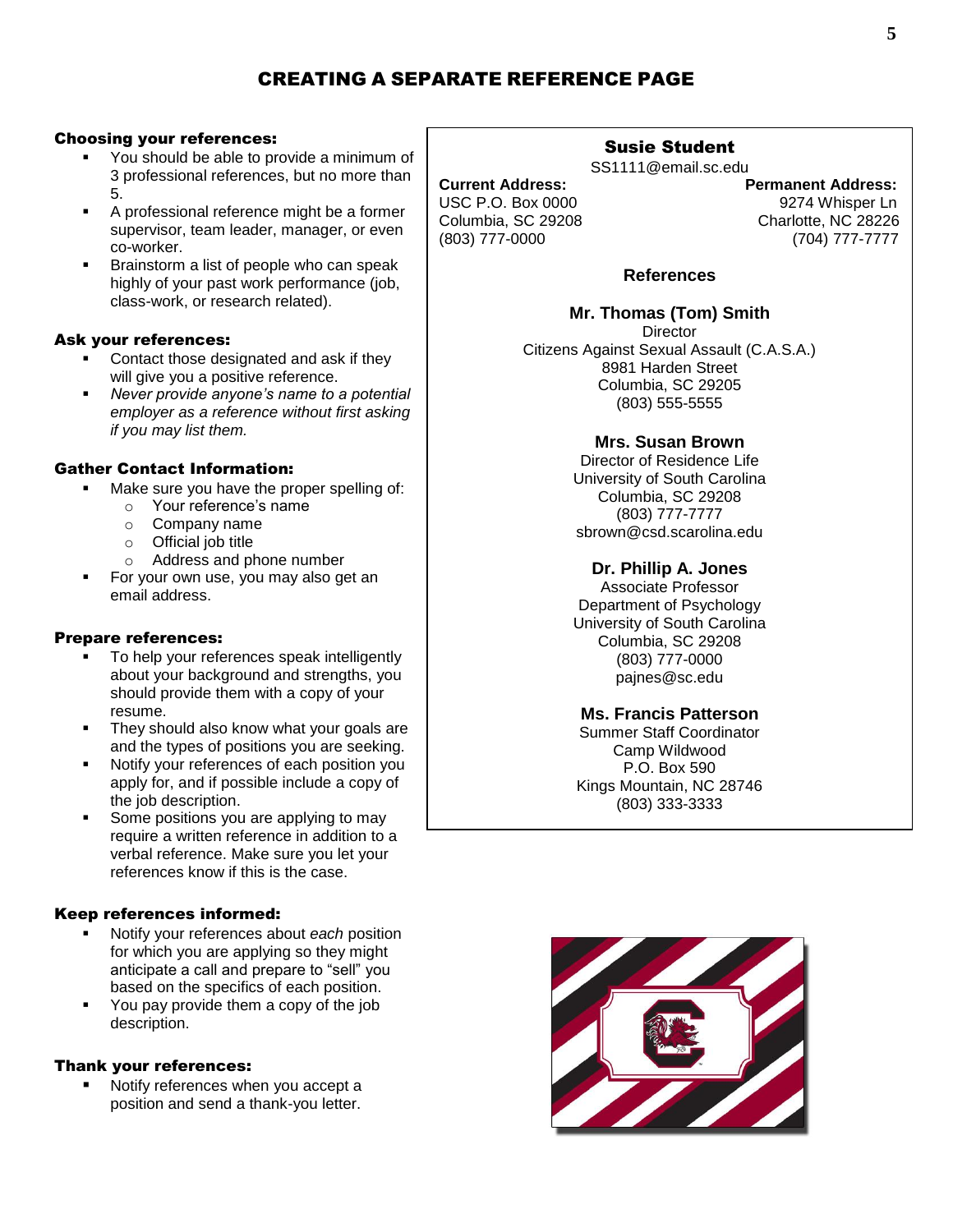# CREATING A SEPARATE REFERENCE PAGE

### Choosing your references:

- You should be able to provide a minimum of 3 professional references, but no more than 5.
- A professional reference might be a former supervisor, team leader, manager, or even co-worker.
- Brainstorm a list of people who can speak highly of your past work performance (job, class-work, or research related).

### Ask your references:

- Contact those designated and ask if they will give you a positive reference.
- *Never provide anyone's name to a potential employer as a reference without first asking if you may list them.*

### Gather Contact Information:

- Make sure you have the proper spelling of:
  - Your reference's name
  - Company name
  - Official job title
  - Address and phone number
- For your own use, you may also get an email address.

### Prepare references:

- To help your references speak intelligently about your background and strengths, you should provide them with a copy of your resume.
- They should also know what your goals are and the types of positions you are seeking.
- Notify your references of each position you apply for, and if possible include a copy of the job description.
- Some positions you are applying to may require a written reference in addition to a verbal reference. Make sure you let your references know if this is the case.

### Keep references informed:

- Notify your references about *each* position for which you are applying so they might anticipate a call and prepare to "sell" you based on the specifics of each position.
- You pay provide them a copy of the job description.

### Thank your references:

- Notify references when you accept a position and send a thank-you letter.

---

**Susie Student**
SS1111@email.sc.edu

**Current Address:**
USC P.O. Box 0000
Columbia, SC 29208
(803) 777-0000

**Permanent Address:**
9274 Whisper Ln
Charlotte, NC 28226
(704) 777-7777

**References**

**Mr. Thomas (Tom) Smith**
Director
Citizens Against Sexual Assault (C.A.S.A.)
8981 Harden Street
Columbia, SC 29205
(803) 555-5555

**Mrs. Susan Brown**
Director of Residence Life
University of South Carolina
Columbia, SC 29208
(803) 777-7777
sbrown@csd.scarolina.edu

**Dr. Phillip A. Jones**
Associate Professor
Department of Psychology
University of South Carolina
Columbia, SC 29208
(803) 777-0000
pajnes@sc.edu

**Ms. Francis Patterson**
Summer Staff Coordinator
Camp Wildwood
P.O. Box 590
Kings Mountain, NC 28746
(803) 333-3333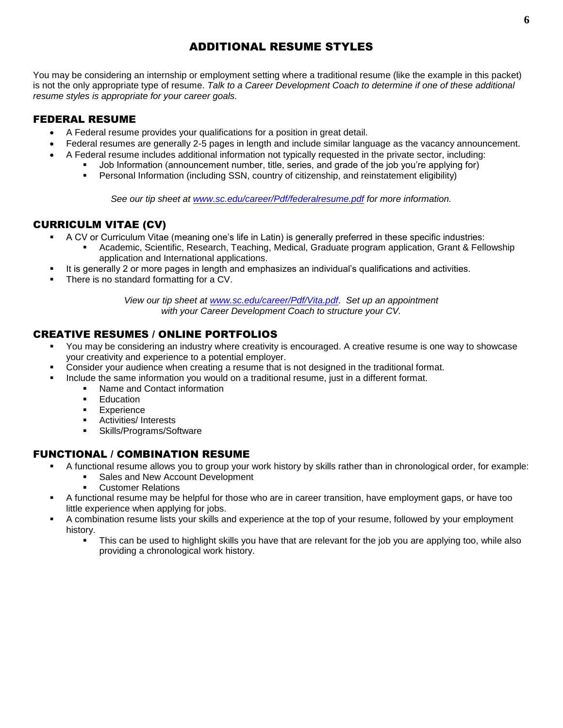# ADDITIONAL RESUME STYLES

You may be considering an internship or employment setting where a traditional resume (like the example in this packet) is not the only appropriate type of resume. *Talk to a Career Development Coach to determine if one of these additional resume styles is appropriate for your career goals.*

## FEDERAL RESUME

- A Federal resume provides your qualifications for a position in great detail.
- Federal resumes are generally 2-5 pages in length and include similar language as the vacancy announcement.
- A Federal resume includes additional information not typically requested in the private sector, including:
  - Job Information (announcement number, title, series, and grade of the job you're applying for)
  - Personal Information (including SSN, country of citizenship, and reinstatement eligibility)

*See our tip sheet at [www.sc.edu/career/Pdf/federalresume.pdf](www.sc.edu/career/Pdf/federalresume.pdf) for more information.*

## CURRICULM VITAE (CV)

- A CV or Curriculum Vitae (meaning one's life in Latin) is generally preferred in these specific industries:
  - Academic, Scientific, Research, Teaching, Medical, Graduate program application, Grant & Fellowship application and International applications.
- It is generally 2 or more pages in length and emphasizes an individual's qualifications and activities.
- There is no standard formatting for a CV.

*View our tip sheet at [www.sc.edu/career/Pdf/Vita.pdf](www.sc.edu/career/Pdf/Vita.pdf). Set up an appointment with your Career Development Coach to structure your CV.*

## CREATIVE RESUMES / ONLINE PORTFOLIOS

- You may be considering an industry where creativity is encouraged. A creative resume is one way to showcase your creativity and experience to a potential employer.
- Consider your audience when creating a resume that is not designed in the traditional format.
- Include the same information you would on a traditional resume, just in a different format.
  - Name and Contact information
  - Education
  - Experience
  - Activities/ Interests
  - Skills/Programs/Software

## FUNCTIONAL / COMBINATION RESUME

- A functional resume allows you to group your work history by skills rather than in chronological order, for example:
  - Sales and New Account Development
  - Customer Relations
- A functional resume may be helpful for those who are in career transition, have employment gaps, or have too little experience when applying for jobs.
- A combination resume lists your skills and experience at the top of your resume, followed by your employment history.
  - This can be used to highlight skills you have that are relevant for the job you are applying too, while also providing a chronological work history.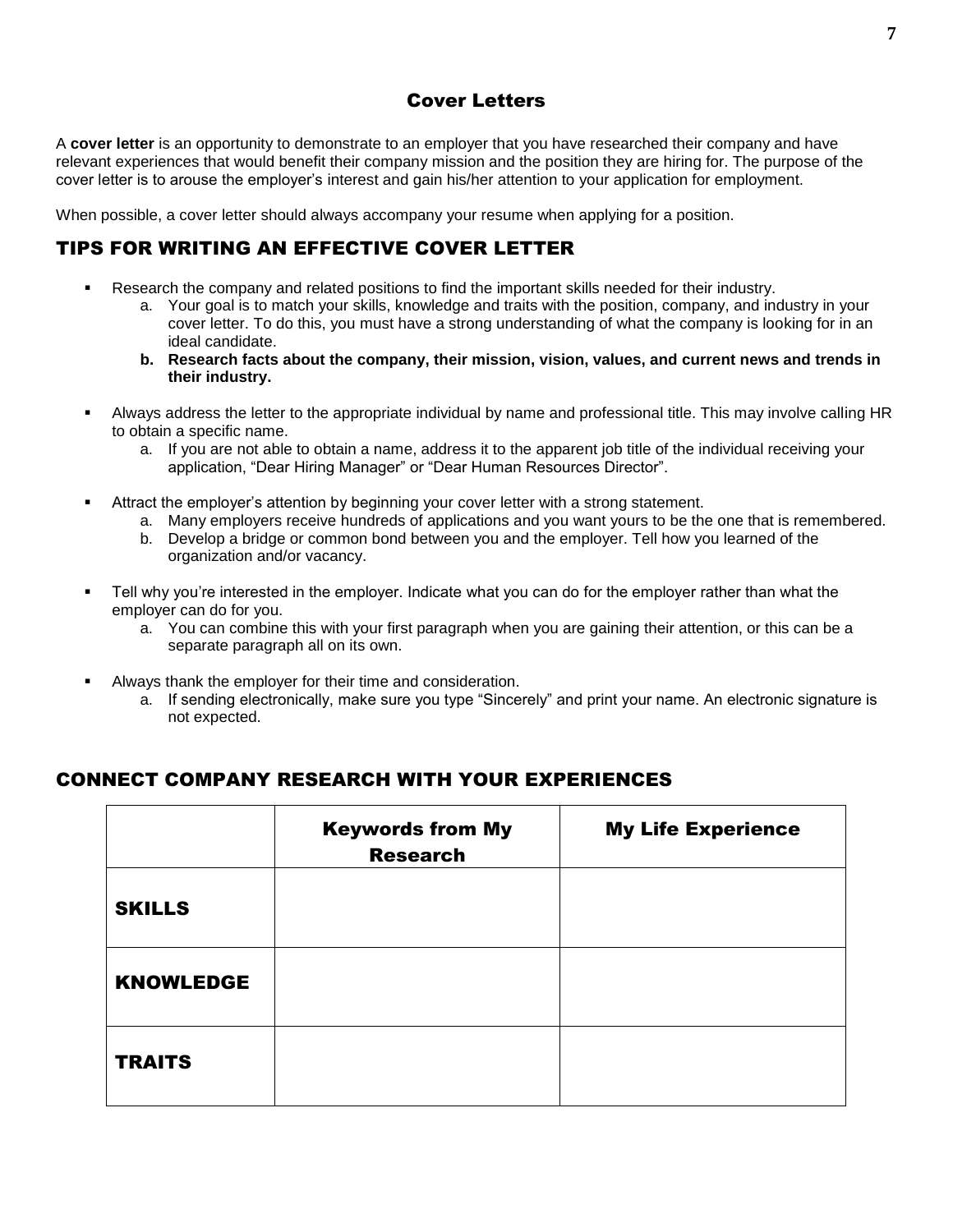## Cover Letters

A **cover letter** is an opportunity to demonstrate to an employer that you have researched their company and have relevant experiences that would benefit their company mission and the position they are hiring for. The purpose of the cover letter is to arouse the employer's interest and gain his/her attention to your application for employment.

When possible, a cover letter should always accompany your resume when applying for a position.

## TIPS FOR WRITING AN EFFECTIVE COVER LETTER

- Research the company and related positions to find the important skills needed for their industry.
    a. Your goal is to match your skills, knowledge and traits with the position, company, and industry in your cover letter. To do this, you must have a strong understanding of what the company is looking for in an ideal candidate.
    **b. Research facts about the company, their mission, vision, values, and current news and trends in their industry.**

- Always address the letter to the appropriate individual by name and professional title. This may involve calling HR to obtain a specific name.
    a. If you are not able to obtain a name, address it to the apparent job title of the individual receiving your application, "Dear Hiring Manager" or "Dear Human Resources Director".

- Attract the employer's attention by beginning your cover letter with a strong statement.
    a. Many employers receive hundreds of applications and you want yours to be the one that is remembered.
    b. Develop a bridge or common bond between you and the employer. Tell how you learned of the organization and/or vacancy.

- Tell why you're interested in the employer. Indicate what you can do for the employer rather than what the employer can do for you.
    a. You can combine this with your first paragraph when you are gaining their attention, or this can be a separate paragraph all on its own.

- Always thank the employer for their time and consideration.
    a. If sending electronically, make sure you type "Sincerely" and print your name. An electronic signature is not expected.

## CONNECT COMPANY RESEARCH WITH YOUR EXPERIENCES

| | Keywords from My Research | My Life Experience |
|---|---|---|
| **SKILLS** | | |
| **KNOWLEDGE** | | |
| **TRAITS** | | |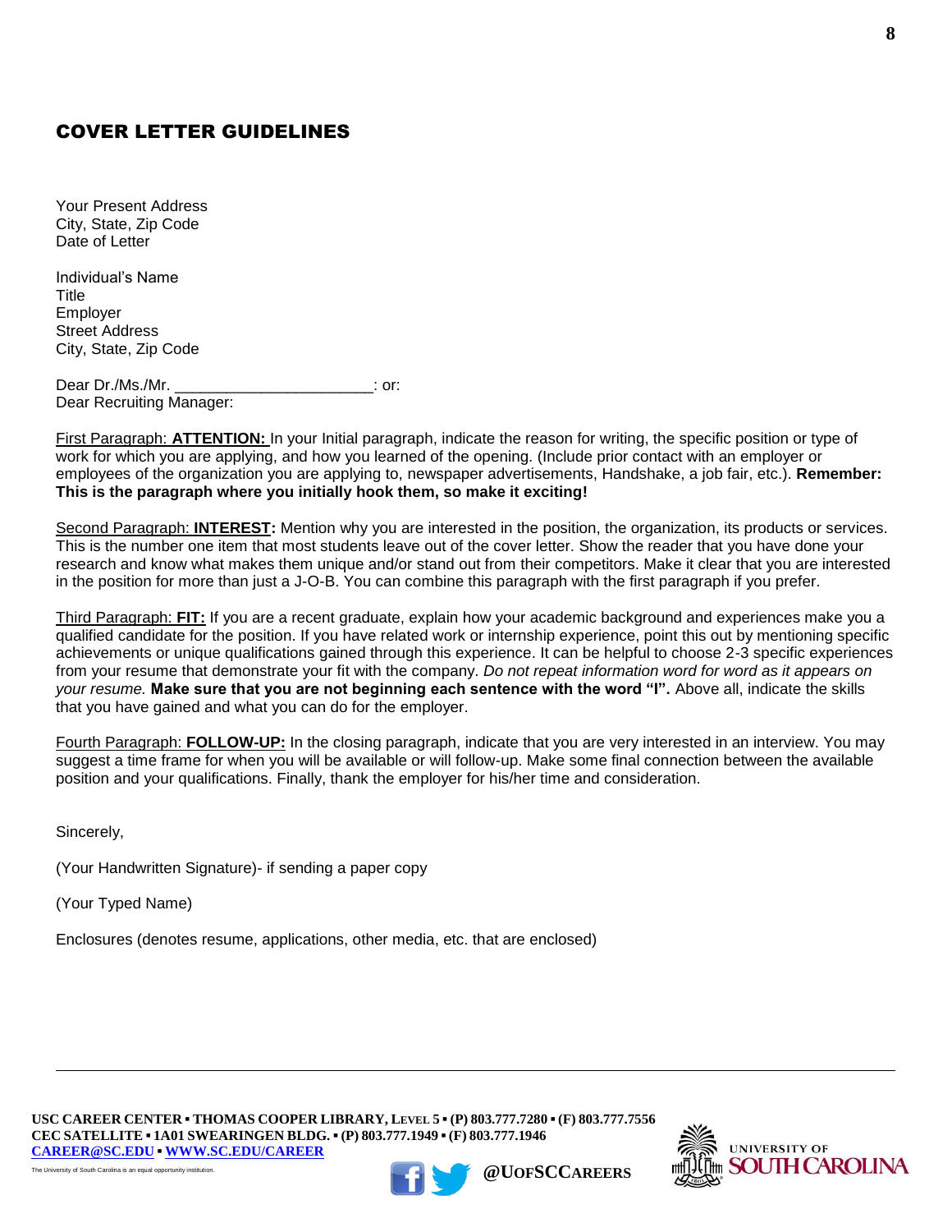# COVER LETTER GUIDELINES

Your Present Address
City, State, Zip Code
Date of Letter

Individual's Name
Title
Employer
Street Address
City, State, Zip Code

Dear Dr./Ms./Mr. _______________________: or:
Dear Recruiting Manager:

<u>First Paragraph: **ATTENTION:**</u> In your Initial paragraph, indicate the reason for writing, the specific position or type of work for which you are applying, and how you learned of the opening. (Include prior contact with an employer or employees of the organization you are applying to, newspaper advertisements, Handshake, a job fair, etc.). **Remember: This is the paragraph where you initially hook them, so make it exciting!**

<u>Second Paragraph: **INTEREST**</u>**:** Mention why you are interested in the position, the organization, its products or services. This is the number one item that most students leave out of the cover letter. Show the reader that you have done your research and know what makes them unique and/or stand out from their competitors. Make it clear that you are interested in the position for more than just a J-O-B. You can combine this paragraph with the first paragraph if you prefer.

<u>Third Paragraph: **FIT:**</u> If you are a recent graduate, explain how your academic background and experiences make you a qualified candidate for the position. If you have related work or internship experience, point this out by mentioning specific achievements or unique qualifications gained through this experience. It can be helpful to choose 2-3 specific experiences from your resume that demonstrate your fit with the company. *Do not repeat information word for word as it appears on your resume.* **Make sure that you are not beginning each sentence with the word "I".** Above all, indicate the skills that you have gained and what you can do for the employer.

<u>Fourth Paragraph: **FOLLOW-UP:**</u> In the closing paragraph, indicate that you are very interested in an interview. You may suggest a time frame for when you will be available or will follow-up. Make some final connection between the available position and your qualifications. Finally, thank the employer for his/her time and consideration.

Sincerely,

(Your Handwritten Signature)- if sending a paper copy

(Your Typed Name)

Enclosures (denotes resume, applications, other media, etc. that are enclosed)

**USC CAREER CENTER ▪ THOMAS COOPER LIBRARY, LEVEL 5 ▪ (P) 803.777.7280 ▪ (F) 803.777.7556**
**CEC SATELLITE ▪ 1A01 SWEARINGEN BLDG. ▪ (P) 803.777.1949 ▪ (F) 803.777.1946**
**CAREER@SC.EDU ▪ WWW.SC.EDU/CAREER**

The University of South Carolina is an equal opportunity institution.

**@UOFSCCAREERS**

UNIVERSITY OF SOUTH CAROLINA